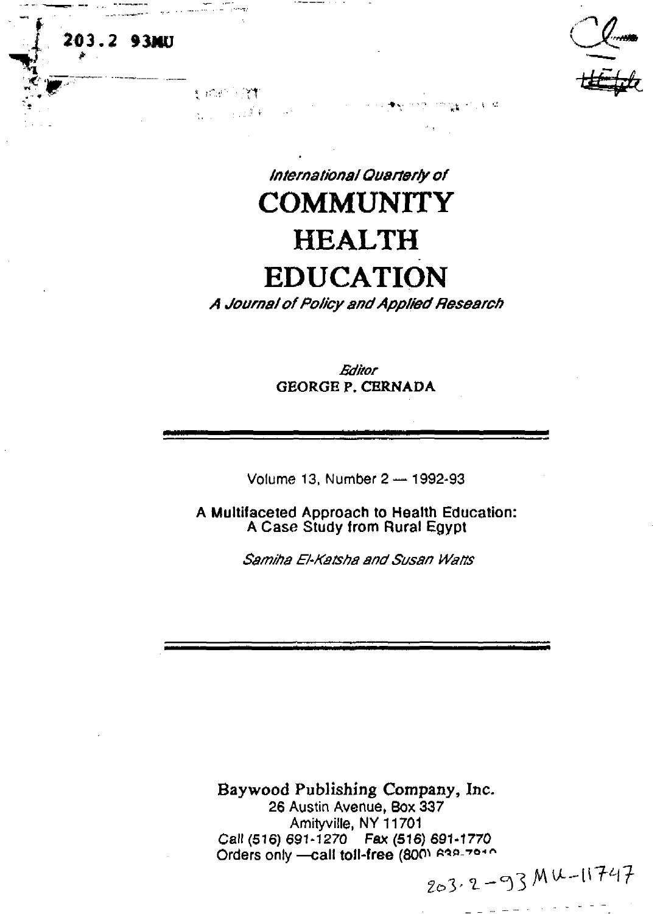203.2 93MU

*International Quarterly of*

# COMMUNITY HEALTH EDUCATION

*A Journal of Policy and Applied Research*

*Editor*
GEORGE P. CERNADA

Volume 13, Number 2 — 1992-93

**A Multifaceted Approach to Health Education: A Case Study from Rural Egypt**

*Samiha El-Katsha and Susan Watts*

**Baywood Publishing Company, Inc.**
26 Austin Avenue, Box 337
Amityville, NY 11701
Call (516) 691-1270 Fax (516) 691-1770
Orders only —call toll-free (800) 638-7819

203.2-93MU-11747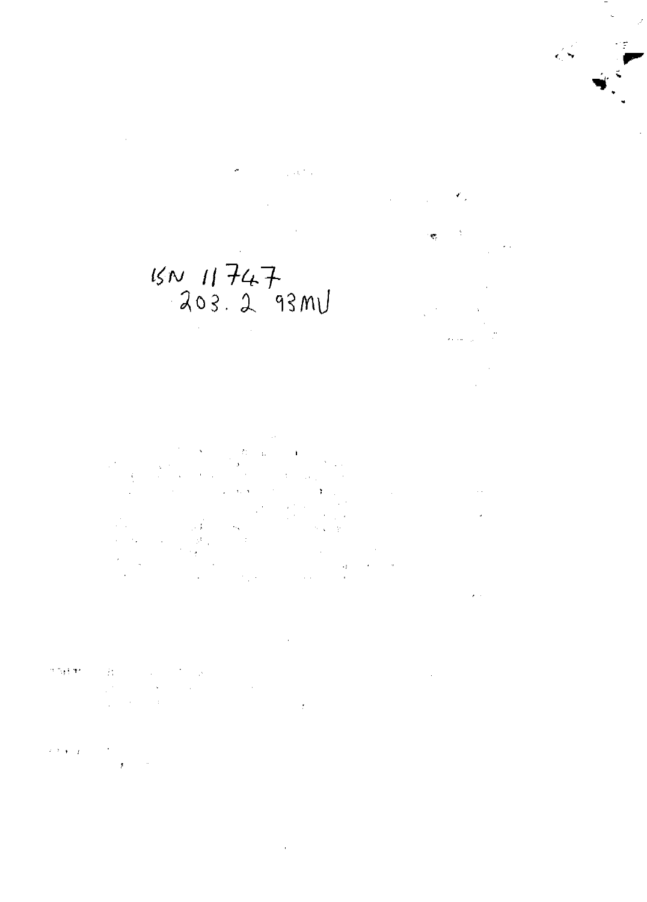ISN 11747
203.2 93MU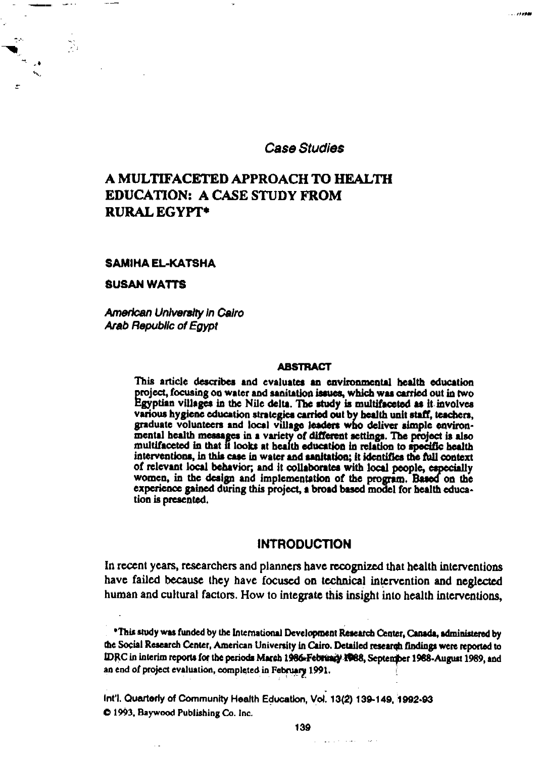*Case Studies*

# A MULTIFACETED APPROACH TO HEALTH EDUCATION: A CASE STUDY FROM RURAL EGYPT*

**SAMIHA EL-KATSHA**

**SUSAN WATTS**

*American University in Cairo*
*Arab Republic of Egypt*

### ABSTRACT

This article describes and evaluates an environmental health education project, focusing on water and sanitation issues, which was carried out in two Egyptian villages in the Nile delta. The study is multifaceted as it involves various hygiene education strategies carried out by health unit staff, teachers, graduate volunteers and local village leaders who deliver simple environmental health messages in a variety of different settings. The project is also multifaceted in that it looks at health education in relation to specific health interventions, in this case in water and sanitation; it identifies the full context of relevant local behavior; and it collaborates with local people, especially women, in the design and implementation of the program. Based on the experience gained during this project, a broad based model for health education is presented.

## INTRODUCTION

In recent years, researchers and planners have recognized that health interventions have failed because they have focused on technical intervention and neglected human and cultural factors. How to integrate this insight into health interventions,

*This study was funded by the International Development Research Center, Canada, administered by the Social Research Center, American University in Cairo. Detailed research findings were reported to IDRC in interim reports for the periods March 1986-February 1988, September 1988-August 1989, and an end of project evaluation, completed in February 1991.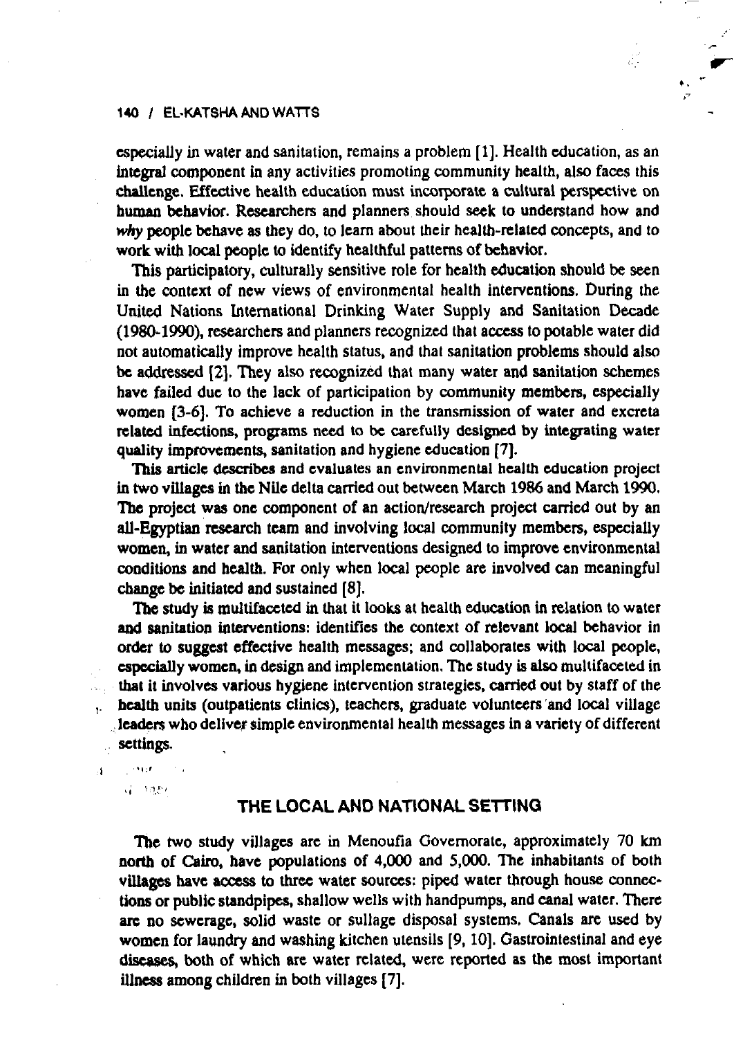especially in water and sanitation, remains a problem [1]. Health education, as an integral component in any activities promoting community health, also faces this challenge. Effective health education must incorporate a cultural perspective on human behavior. Researchers and planners should seek to understand how and *why* people behave as they do, to learn about their health-related concepts, and to work with local people to identify healthful patterns of behavior.

This participatory, culturally sensitive role for health education should be seen in the context of new views of environmental health interventions. During the United Nations International Drinking Water Supply and Sanitation Decade (1980-1990), researchers and planners recognized that access to potable water did not automatically improve health status, and that sanitation problems should also be addressed [2]. They also recognized that many water and sanitation schemes have failed due to the lack of participation by community members, especially women [3-6]. To achieve a reduction in the transmission of water and excreta related infections, programs need to be carefully designed by integrating water quality improvements, sanitation and hygiene education [7].

This article describes and evaluates an environmental health education project in two villages in the Nile delta carried out between March 1986 and March 1990. The project was one component of an action/research project carried out by an all-Egyptian research team and involving local community members, especially women, in water and sanitation interventions designed to improve environmental conditions and health. For only when local people are involved can meaningful change be initiated and sustained [8].

The study is multifaceted in that it looks at health education in relation to water and sanitation interventions: identifies the context of relevant local behavior in order to suggest effective health messages; and collaborates with local people, especially women, in design and implementation. The study is also multifaceted in that it involves various hygiene intervention strategies, carried out by staff of the health units (outpatients clinics), teachers, graduate volunteers and local village leaders who deliver simple environmental health messages in a variety of different settings.

## THE LOCAL AND NATIONAL SETTING

The two study villages are in Menoufia Governorate, approximately 70 km north of Cairo, have populations of 4,000 and 5,000. The inhabitants of both villages have access to three water sources: piped water through house connections or public standpipes, shallow wells with handpumps, and canal water. There are no sewerage, solid waste or sullage disposal systems. Canals are used by women for laundry and washing kitchen utensils [9, 10]. Gastrointestinal and eye diseases, both of which are water related, were reported as the most important illness among children in both villages [7].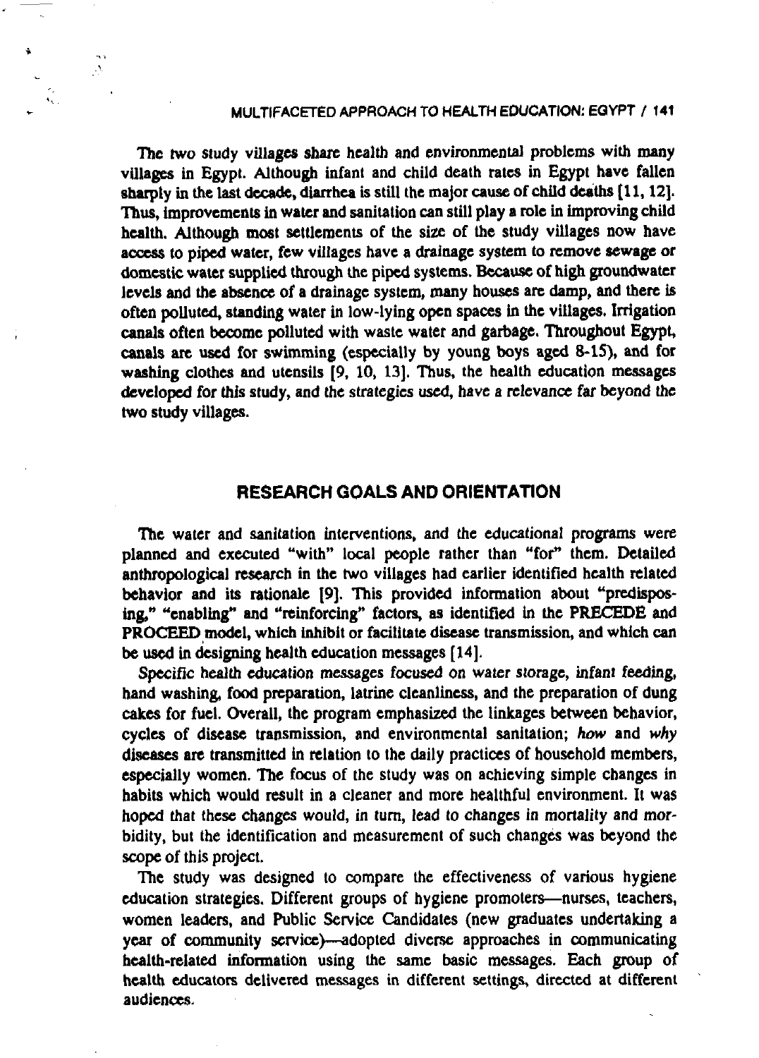The two study villages share health and environmental problems with many villages in Egypt. Although infant and child death rates in Egypt have fallen sharply in the last decade, diarrhea is still the major cause of child deaths [11, 12]. Thus, improvements in water and sanitation can still play a role in improving child health. Although most settlements of the size of the study villages now have access to piped water, few villages have a drainage system to remove sewage or domestic water supplied through the piped systems. Because of high groundwater levels and the absence of a drainage system, many houses are damp, and there is often polluted, standing water in low-lying open spaces in the villages. Irrigation canals often become polluted with waste water and garbage. Throughout Egypt, canals are used for swimming (especially by young boys aged 8-15), and for washing clothes and utensils [9, 10, 13]. Thus, the health education messages developed for this study, and the strategies used, have a relevance far beyond the two study villages.

## RESEARCH GOALS AND ORIENTATION

The water and sanitation interventions, and the educational programs were planned and executed "with" local people rather than "for" them. Detailed anthropological research in the two villages had earlier identified health related behavior and its rationale [9]. This provided information about "predisposing," "enabling" and "reinforcing" factors, as identified in the PRECEDE and PROCEED model, which inhibit or facilitate disease transmission, and which can be used in designing health education messages [14].

Specific health education messages focused on water storage, infant feeding, hand washing, food preparation, latrine cleanliness, and the preparation of dung cakes for fuel. Overall, the program emphasized the linkages between behavior, cycles of disease transmission, and environmental sanitation; *how* and *why* diseases are transmitted in relation to the daily practices of household members, especially women. The focus of the study was on achieving simple changes in habits which would result in a cleaner and more healthful environment. It was hoped that these changes would, in turn, lead to changes in mortality and morbidity, but the identification and measurement of such changes was beyond the scope of this project.

The study was designed to compare the effectiveness of various hygiene education strategies. Different groups of hygiene promoters—nurses, teachers, women leaders, and Public Service Candidates (new graduates undertaking a year of community service)—adopted diverse approaches in communicating health-related information using the same basic messages. Each group of health educators delivered messages in different settings, directed at different audiences.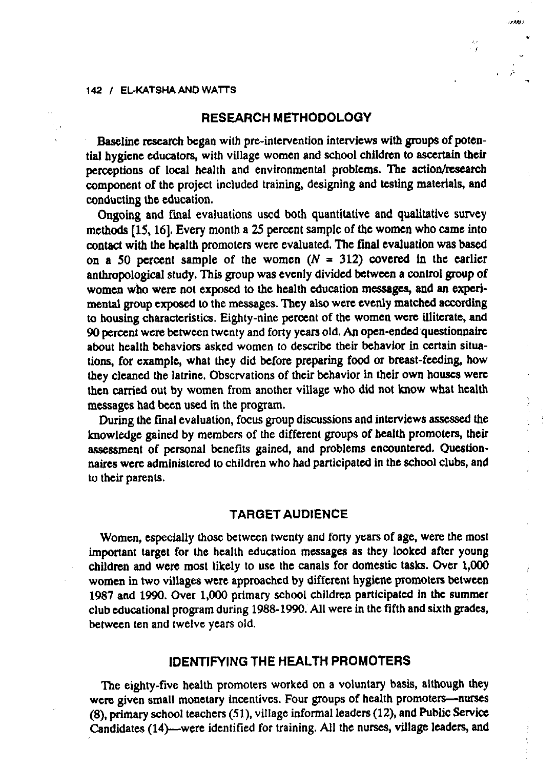## RESEARCH METHODOLOGY

Baseline research began with pre-intervention interviews with groups of potential hygiene educators, with village women and school children to ascertain their perceptions of local health and environmental problems. The action/research component of the project included training, designing and testing materials, and conducting the education.

Ongoing and final evaluations used both quantitative and qualitative survey methods [15, 16]. Every month a 25 percent sample of the women who came into contact with the health promoters were evaluated. The final evaluation was based on a 50 percent sample of the women ($N = 312$) covered in the earlier anthropological study. This group was evenly divided between a control group of women who were not exposed to the health education messages, and an experimental group exposed to the messages. They also were evenly matched according to housing characteristics. Eighty-nine percent of the women were illiterate, and 90 percent were between twenty and forty years old. An open-ended questionnaire about health behaviors asked women to describe their behavior in certain situations, for example, what they did before preparing food or breast-feeding, how they cleaned the latrine. Observations of their behavior in their own houses were then carried out by women from another village who did not know what health messages had been used in the program.

During the final evaluation, focus group discussions and interviews assessed the knowledge gained by members of the different groups of health promoters, their assessment of personal benefits gained, and problems encountered. Questionnaires were administered to children who had participated in the school clubs, and to their parents.

## TARGET AUDIENCE

Women, especially those between twenty and forty years of age, were the most important target for the health education messages as they looked after young children and were most likely to use the canals for domestic tasks. Over 1,000 women in two villages were approached by different hygiene promoters between 1987 and 1990. Over 1,000 primary school children participated in the summer club educational program during 1988-1990. All were in the fifth and sixth grades, between ten and twelve years old.

## IDENTIFYING THE HEALTH PROMOTERS

The eighty-five health promoters worked on a voluntary basis, although they were given small monetary incentives. Four groups of health promoters—nurses (8), primary school teachers (51), village informal leaders (12), and Public Service Candidates (14)—were identified for training. All the nurses, village leaders, and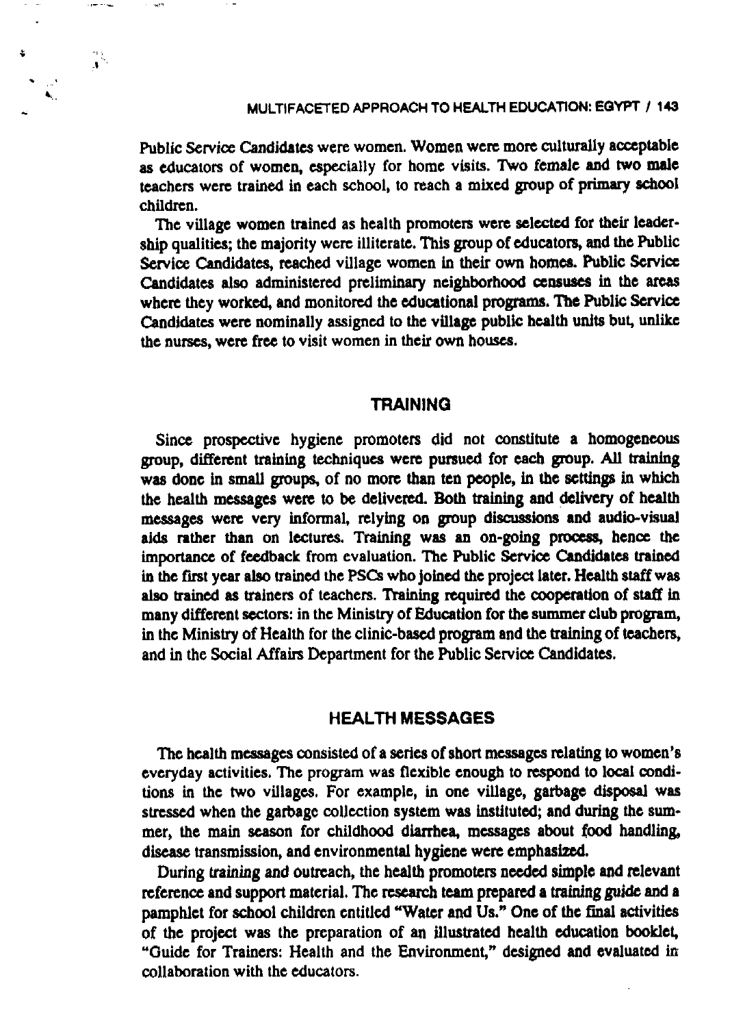Public Service Candidates were women. Women were more culturally acceptable as educators of women, especially for home visits. Two female and two male teachers were trained in each school, to reach a mixed group of primary school children.

The village women trained as health promoters were selected for their leadership qualities; the majority were illiterate. This group of educators, and the Public Service Candidates, reached village women in their own homes. Public Service Candidates also administered preliminary neighborhood censuses in the areas where they worked, and monitored the educational programs. The Public Service Candidates were nominally assigned to the village public health units but, unlike the nurses, were free to visit women in their own houses.

## TRAINING

Since prospective hygiene promoters did not constitute a homogeneous group, different training techniques were pursued for each group. All training was done in small groups, of no more than ten people, in the settings in which the health messages were to be delivered. Both training and delivery of health messages were very informal, relying on group discussions and audio-visual aids rather than on lectures. Training was an on-going process, hence the importance of feedback from evaluation. The Public Service Candidates trained in the first year also trained the PSCs who joined the project later. Health staff was also trained as trainers of teachers. Training required the cooperation of staff in many different sectors: in the Ministry of Education for the summer club program, in the Ministry of Health for the clinic-based program and the training of teachers, and in the Social Affairs Department for the Public Service Candidates.

## HEALTH MESSAGES

The health messages consisted of a series of short messages relating to women's everyday activities. The program was flexible enough to respond to local conditions in the two villages. For example, in one village, garbage disposal was stressed when the garbage collection system was instituted; and during the summer, the main season for childhood diarrhea, messages about food handling, disease transmission, and environmental hygiene were emphasized.

During training and outreach, the health promoters needed simple and relevant reference and support material. The research team prepared a training guide and a pamphlet for school children entitled "Water and Us." One of the final activities of the project was the preparation of an illustrated health education booklet, "Guide for Trainers: Health and the Environment," designed and evaluated in collaboration with the educators.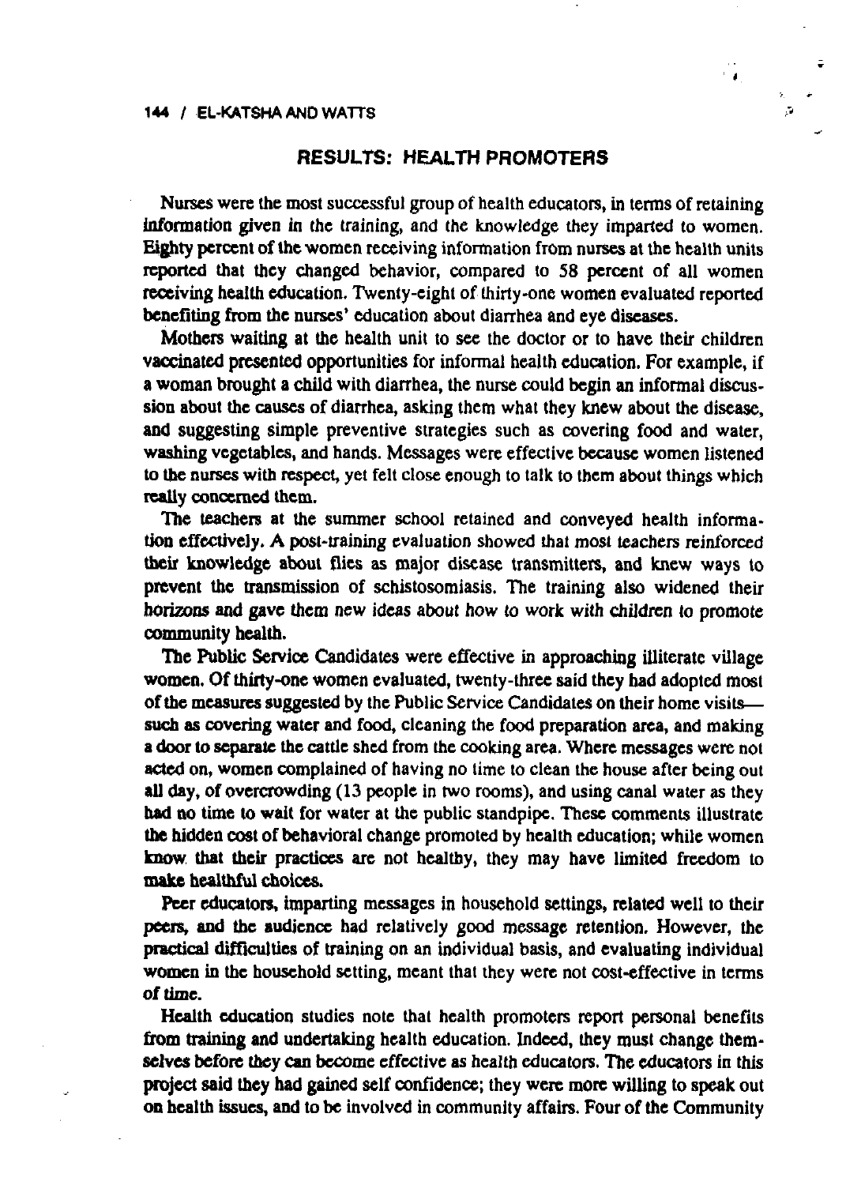## RESULTS: HEALTH PROMOTERS

Nurses were the most successful group of health educators, in terms of retaining information given in the training, and the knowledge they imparted to women. Eighty percent of the women receiving information from nurses at the health units reported that they changed behavior, compared to 58 percent of all women receiving health education. Twenty-eight of thirty-one women evaluated reported benefiting from the nurses' education about diarrhea and eye diseases.

Mothers waiting at the health unit to see the doctor or to have their children vaccinated presented opportunities for informal health education. For example, if a woman brought a child with diarrhea, the nurse could begin an informal discussion about the causes of diarrhea, asking them what they knew about the disease, and suggesting simple preventive strategies such as covering food and water, washing vegetables, and hands. Messages were effective because women listened to the nurses with respect, yet felt close enough to talk to them about things which really concerned them.

The teachers at the summer school retained and conveyed health information effectively. A post-training evaluation showed that most teachers reinforced their knowledge about flies as major disease transmitters, and knew ways to prevent the transmission of schistosomiasis. The training also widened their horizons and gave them new ideas about how to work with children to promote community health.

The Public Service Candidates were effective in approaching illiterate village women. Of thirty-one women evaluated, twenty-three said they had adopted most of the measures suggested by the Public Service Candidates on their home visits—such as covering water and food, cleaning the food preparation area, and making a door to separate the cattle shed from the cooking area. Where messages were not acted on, women complained of having no time to clean the house after being out all day, of overcrowding (13 people in two rooms), and using canal water as they had no time to wait for water at the public standpipe. These comments illustrate the hidden cost of behavioral change promoted by health education; while women know that their practices are not healthy, they may have limited freedom to make healthful choices.

Peer educators, imparting messages in household settings, related well to their peers, and the audience had relatively good message retention. However, the practical difficulties of training on an individual basis, and evaluating individual women in the household setting, meant that they were not cost-effective in terms of time.

Health education studies note that health promoters report personal benefits from training and undertaking health education. Indeed, they must change themselves before they can become effective as health educators. The educators in this project said they had gained self confidence; they were more willing to speak out on health issues, and to be involved in community affairs. Four of the Community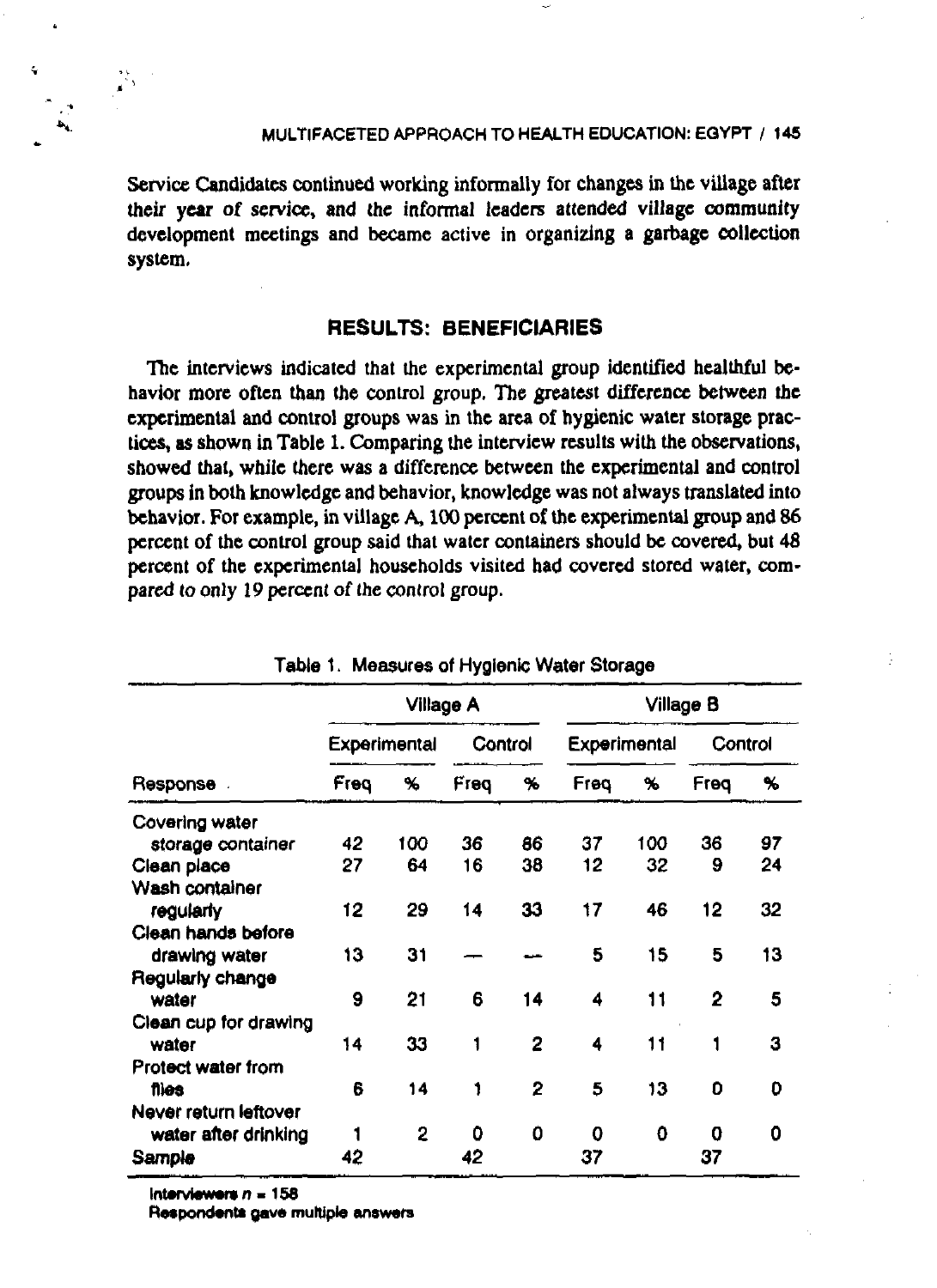Service Candidates continued working informally for changes in the village after their year of service, and the informal leaders attended village community development meetings and became active in organizing a garbage collection system.

## RESULTS: BENEFICIARIES

The interviews indicated that the experimental group identified healthful behavior more often than the control group. The greatest difference between the experimental and control groups was in the area of hygienic water storage practices, as shown in Table 1. Comparing the interview results with the observations, showed that, while there was a difference between the experimental and control groups in both knowledge and behavior, knowledge was not always translated into behavior. For example, in village A, 100 percent of the experimental group and 86 percent of the control group said that water containers should be covered, but 48 percent of the experimental households visited had covered stored water, compared to only 19 percent of the control group.

Table 1. Measures of Hygienic Water Storage

| | Village A | | | | Village B | | | |
|---|---|---|---|---|---|---|---|---|
| | Experimental | | Control | | Experimental | | Control | |
| Response | Freq | % | Freq | % | Freq | % | Freq | % |
| Covering water storage container | 42 | 100 | 36 | 86 | 37 | 100 | 36 | 97 |
| Clean place | 27 | 64 | 16 | 38 | 12 | 32 | 9 | 24 |
| Wash container regularly | 12 | 29 | 14 | 33 | 17 | 46 | 12 | 32 |
| Clean hands before drawing water | 13 | 31 | — | — | 5 | 15 | 5 | 13 |
| Regularly change water | 9 | 21 | 6 | 14 | 4 | 11 | 2 | 5 |
| Clean cup for drawing water | 14 | 33 | 1 | 2 | 4 | 11 | 1 | 3 |
| Protect water from flies | 6 | 14 | 1 | 2 | 5 | 13 | 0 | 0 |
| Never return leftover water after drinking | 1 | 2 | 0 | 0 | 0 | 0 | 0 | 0 |
| Sample | 42 | | 42 | | 37 | | 37 | |

Interviewers $n = 158$
Respondents gave multiple answers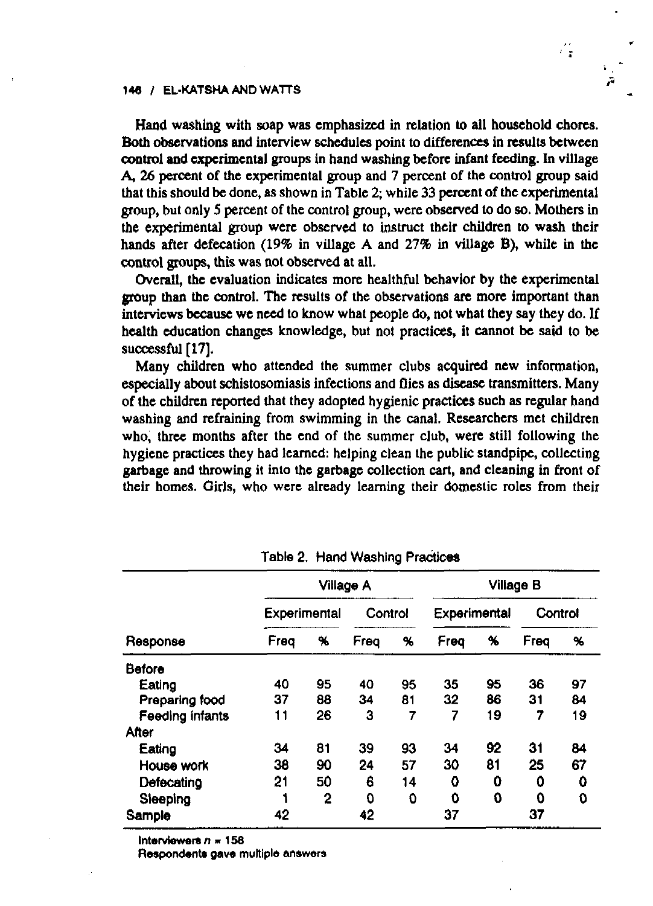Hand washing with soap was emphasized in relation to all household chores. Both observations and interview schedules point to differences in results between control and experimental groups in hand washing before infant feeding. In village A, 26 percent of the experimental group and 7 percent of the control group said that this should be done, as shown in Table 2; while 33 percent of the experimental group, but only 5 percent of the control group, were observed to do so. Mothers in the experimental group were observed to instruct their children to wash their hands after defecation (19% in village A and 27% in village B), while in the control groups, this was not observed at all.

Overall, the evaluation indicates more healthful behavior by the experimental group than the control. The results of the observations are more important than interviews because we need to know what people do, not what they say they do. If health education changes knowledge, but not practices, it cannot be said to be successful [17].

Many children who attended the summer clubs acquired new information, especially about schistosomiasis infections and flies as disease transmitters. Many of the children reported that they adopted hygienic practices such as regular hand washing and refraining from swimming in the canal. Researchers met children who, three months after the end of the summer club, were still following the hygiene practices they had learned: helping clean the public standpipe, collecting garbage and throwing it into the garbage collection cart, and cleaning in front of their homes. Girls, who were already learning their domestic roles from their

Table 2. Hand Washing Practices

| | Village A | | | | Village B | | | |
|---|---|---|---|---|---|---|---|---|
| | Experimental | | Control | | Experimental | | Control | |
| Response | Freq | % | Freq | % | Freq | % | Freq | % |
| Before | | | | | | | | |
| Eating | 40 | 95 | 40 | 95 | 35 | 95 | 36 | 97 |
| Preparing food | 37 | 88 | 34 | 81 | 32 | 86 | 31 | 84 |
| Feeding infants | 11 | 26 | 3 | 7 | 7 | 19 | 7 | 19 |
| After | | | | | | | | |
| Eating | 34 | 81 | 39 | 93 | 34 | 92 | 31 | 84 |
| House work | 38 | 90 | 24 | 57 | 30 | 81 | 25 | 67 |
| Defecating | 21 | 50 | 6 | 14 | 0 | 0 | 0 | 0 |
| Sleeping | 1 | 2 | 0 | 0 | 0 | 0 | 0 | 0 |
| Sample | 42 | | 42 | | 37 | | 37 | |

Interviewers $n = 158$

Respondents gave multiple answers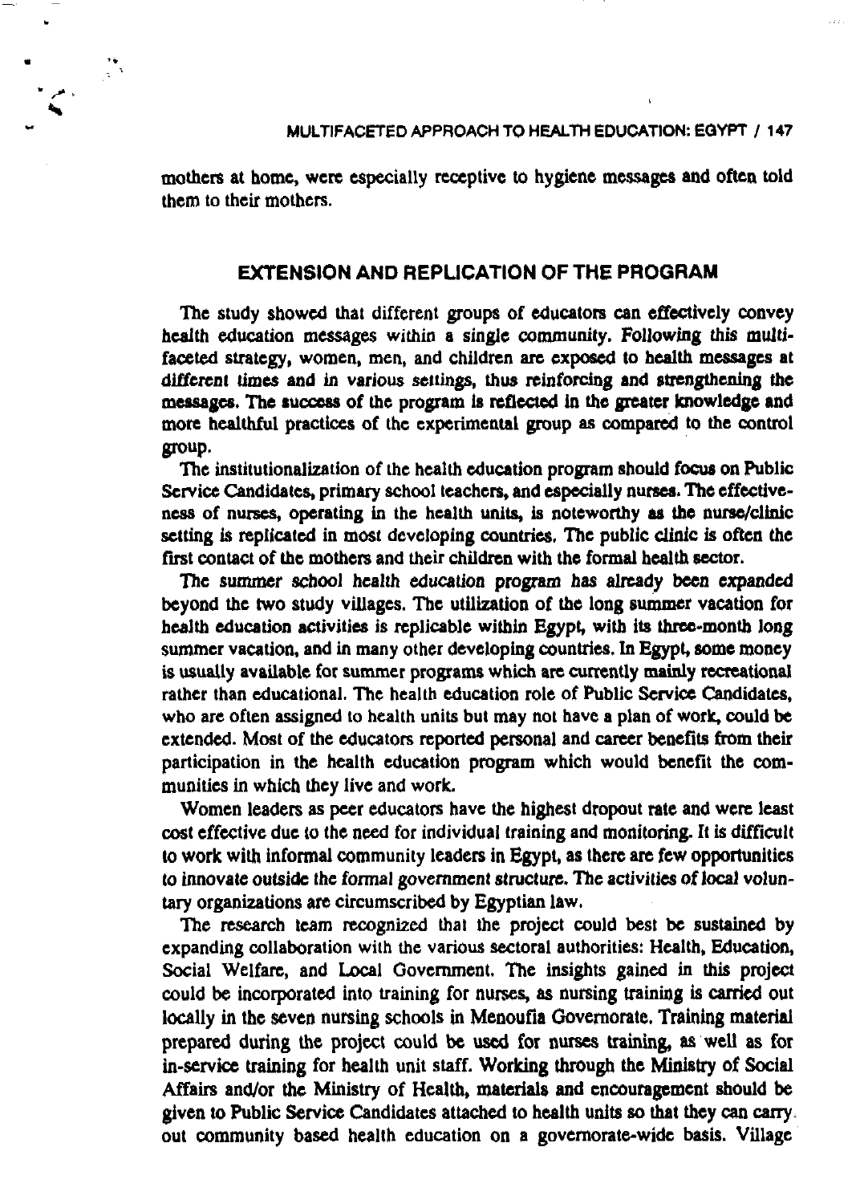mothers at home, were especially receptive to hygiene messages and often told them to their mothers.

## EXTENSION AND REPLICATION OF THE PROGRAM

The study showed that different groups of educators can effectively convey health education messages within a single community. Following this multifaceted strategy, women, men, and children are exposed to health messages at different times and in various settings, thus reinforcing and strengthening the messages. The success of the program is reflected in the greater knowledge and more healthful practices of the experimental group as compared to the control group.

The institutionalization of the health education program should focus on Public Service Candidates, primary school teachers, and especially nurses. The effectiveness of nurses, operating in the health units, is noteworthy as the nurse/clinic setting is replicated in most developing countries. The public clinic is often the first contact of the mothers and their children with the formal health sector.

The summer school health education program has already been expanded beyond the two study villages. The utilization of the long summer vacation for health education activities is replicable within Egypt, with its three-month long summer vacation, and in many other developing countries. In Egypt, some money is usually available for summer programs which are currently mainly recreational rather than educational. The health education role of Public Service Candidates, who are often assigned to health units but may not have a plan of work, could be extended. Most of the educators reported personal and career benefits from their participation in the health education program which would benefit the communities in which they live and work.

Women leaders as peer educators have the highest dropout rate and were least cost effective due to the need for individual training and monitoring. It is difficult to work with informal community leaders in Egypt, as there are few opportunities to innovate outside the formal government structure. The activities of local voluntary organizations are circumscribed by Egyptian law.

The research team recognized that the project could best be sustained by expanding collaboration with the various sectoral authorities: Health, Education, Social Welfare, and Local Government. The insights gained in this project could be incorporated into training for nurses, as nursing training is carried out locally in the seven nursing schools in Menoufia Governorate. Training material prepared during the project could be used for nurses training, as well as for in-service training for health unit staff. Working through the Ministry of Social Affairs and/or the Ministry of Health, materials and encouragement should be given to Public Service Candidates attached to health units so that they can carry out community based health education on a governorate-wide basis. Village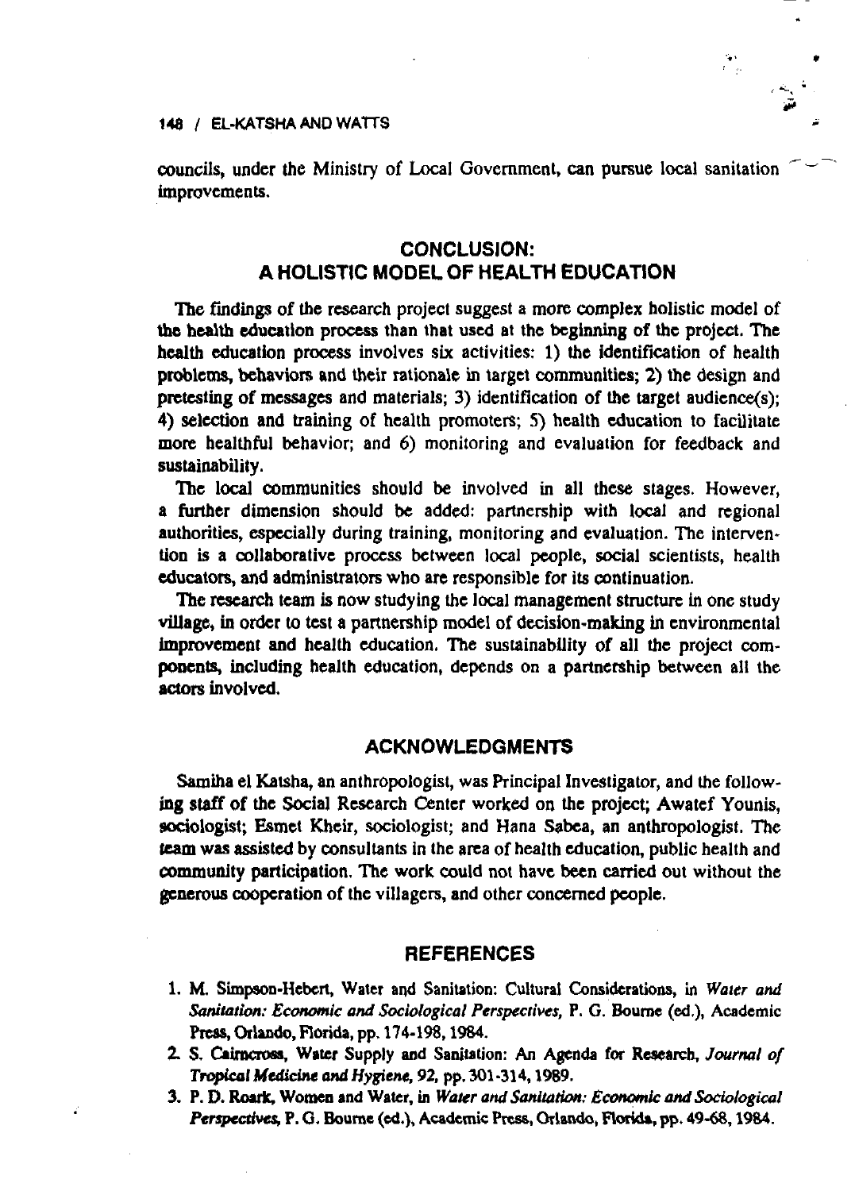councils, under the Ministry of Local Government, can pursue local sanitation improvements.

## CONCLUSION: A HOLISTIC MODEL OF HEALTH EDUCATION

The findings of the research project suggest a more complex holistic model of the health education process than that used at the beginning of the project. The health education process involves six activities: 1) the identification of health problems, behaviors and their rationale in target communities; 2) the design and pretesting of messages and materials; 3) identification of the target audience(s); 4) selection and training of health promoters; 5) health education to facilitate more healthful behavior; and 6) monitoring and evaluation for feedback and sustainability.

The local communities should be involved in all these stages. However, a further dimension should be added: partnership with local and regional authorities, especially during training, monitoring and evaluation. The intervention is a collaborative process between local people, social scientists, health educators, and administrators who are responsible for its continuation.

The research team is now studying the local management structure in one study village, in order to test a partnership model of decision-making in environmental improvement and health education. The sustainability of all the project components, including health education, depends on a partnership between all the actors involved.

## ACKNOWLEDGMENTS

Samiha el Katsha, an anthropologist, was Principal Investigator, and the following staff of the Social Research Center worked on the project; Awatef Younis, sociologist; Esmet Kheir, sociologist; and Hana Sabea, an anthropologist. The team was assisted by consultants in the area of health education, public health and community participation. The work could not have been carried out without the generous cooperation of the villagers, and other concerned people.

## REFERENCES

1. M. Simpson-Hebert, Water and Sanitation: Cultural Considerations, in *Water and Sanitation: Economic and Sociological Perspectives,* P. G. Bourne (ed.), Academic Press, Orlando, Florida, pp. 174-198, 1984.
2. S. Cairncross, Water Supply and Sanitation: An Agenda for Research, *Journal of Tropical Medicine and Hygiene,* 92, pp. 301-314, 1989.
3. P. D. Roark, Women and Water, in *Water and Sanitation: Economic and Sociological Perspectives,* P. G. Bourne (ed.), Academic Press, Orlando, Florida, pp. 49-68, 1984.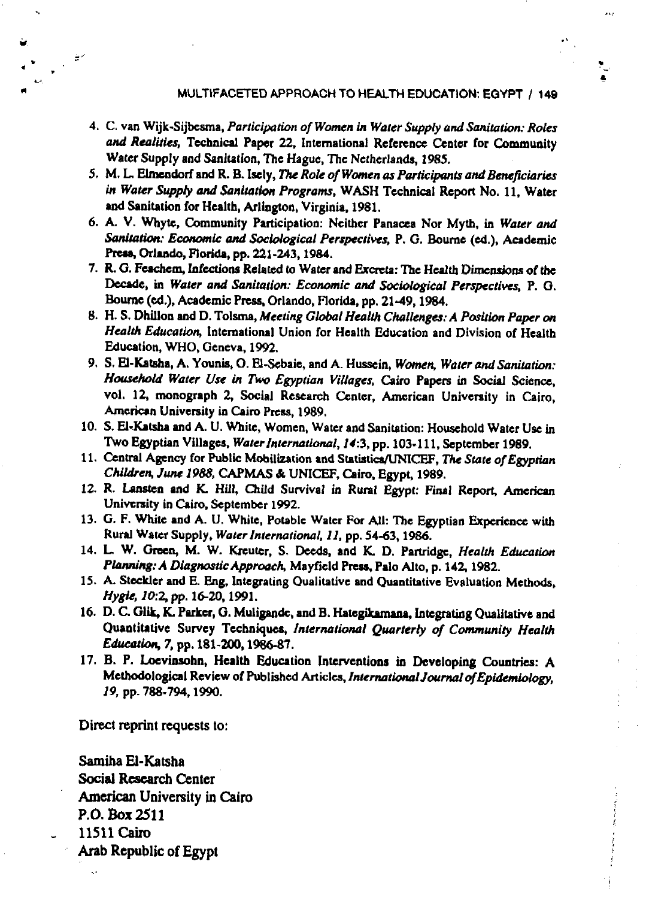4. C. van Wijk-Sijbesma, *Participation of Women in Water Supply and Sanitation: Roles and Realities*, Technical Paper 22, International Reference Center for Community Water Supply and Sanitation, The Hague, The Netherlands, 1985.
5. M. L. Elmendorf and R. B. Isely, *The Role of Women as Participants and Beneficiaries in Water Supply and Sanitation Programs*, WASH Technical Report No. 11, Water and Sanitation for Health, Arlington, Virginia, 1981.
6. A. V. Whyte, Community Participation: Neither Panacea Nor Myth, in *Water and Sanitation: Economic and Sociological Perspectives*, P. G. Bourne (ed.), Academic Press, Orlando, Florida, pp. 221-243, 1984.
7. R. G. Feachem, Infections Related to Water and Excreta: The Health Dimensions of the Decade, in *Water and Sanitation: Economic and Sociological Perspectives*, P. G. Bourne (ed.), Academic Press, Orlando, Florida, pp. 21-49, 1984.
8. H. S. Dhillon and D. Tolsma, *Meeting Global Health Challenges: A Position Paper on Health Education*, International Union for Health Education and Division of Health Education, WHO, Geneva, 1992.
9. S. El-Katsha, A. Younis, O. El-Sebaie, and A. Hussein, *Women, Water and Sanitation: Household Water Use in Two Egyptian Villages*, Cairo Papers in Social Science, vol. 12, monograph 2, Social Research Center, American University in Cairo, American University in Cairo Press, 1989.
10. S. El-Katsha and A. U. White, Women, Water and Sanitation: Household Water Use in Two Egyptian Villages, *Water International, 14*:3, pp. 103-111, September 1989.
11. Central Agency for Public Mobilization and Statistics/UNICEF, *The State of Egyptian Children, June 1988*, CAPMAS & UNICEF, Cairo, Egypt, 1989.
12. R. Lansten and K. Hill, Child Survival in Rural Egypt: Final Report, American University in Cairo, September 1992.
13. G. F. White and A. U. White, Potable Water For All: The Egyptian Experience with Rural Water Supply, *Water International, 11*, pp. 54-63, 1986.
14. L. W. Green, M. W. Kreuter, S. Deeds, and K. D. Partridge, *Health Education Planning: A Diagnostic Approach*, Mayfield Press, Palo Alto, p. 142, 1982.
15. A. Steckler and E. Eng, Integrating Qualitative and Quantitative Evaluation Methods, *Hygie, 10*:2, pp. 16-20, 1991.
16. D. C. Glik, K. Parker, G. Muligande, and B. Hategikamana, Integrating Qualitative and Quantitative Survey Techniques, *International Quarterly of Community Health Education, 7*, pp. 181-200, 1986-87.
17. B. P. Loevinsohn, Health Education Interventions in Developing Countries: A Methodological Review of Published Articles, *International Journal of Epidemiology, 19*, pp. 788-794, 1990.

Direct reprint requests to:

Samiha El-Katsha
Social Research Center
American University in Cairo
P.O. Box 2511
11511 Cairo
Arab Republic of Egypt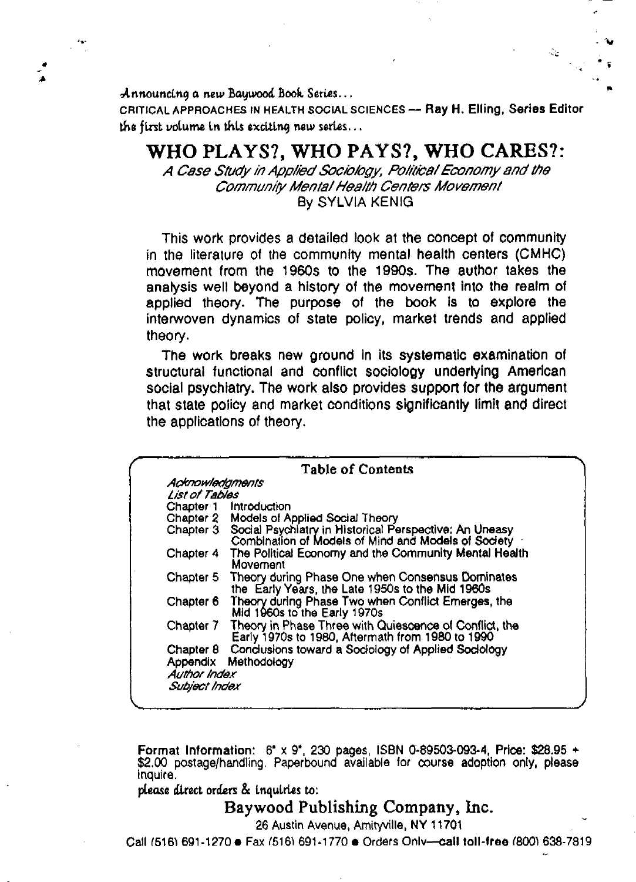*Announcing a new Baywood Book Series...*

CRITICAL APPROACHES IN HEALTH SOCIAL SCIENCES — **Ray H. Elling, Series Editor**

*the first volume in this exciting new series...*

# WHO PLAYS?, WHO PAYS?, WHO CARES?:

*A Case Study in Applied Sociology, Political Economy and the Community Mental Health Centers Movement*

By SYLVIA KENIG

This work provides a detailed look at the concept of community in the literature of the community mental health centers (CMHC) movement from the 1960s to the 1990s. The author takes the analysis well beyond a history of the movement into the realm of applied theory. The purpose of the book is to explore the interwoven dynamics of state policy, market trends and applied theory.

The work breaks new ground in its systematic examination of structural functional and conflict sociology underlying American social psychiatry. The work also provides support for the argument that state policy and market conditions significantly limit and direct the applications of theory.

## Table of Contents

*Acknowledgments*

*List of Tables*

| | |
|---|---|
| Chapter 1 | Introduction |
| Chapter 2 | Models of Applied Social Theory |
| Chapter 3 | Social Psychiatry in Historical Perspective: An Uneasy Combination of Models of Mind and Models of Society |
| Chapter 4 | The Political Economy and the Community Mental Health Movement |
| Chapter 5 | Theory during Phase One when Consensus Dominates the Early Years, the Late 1950s to the Mid 1960s |
| Chapter 6 | Theory during Phase Two when Conflict Emerges, the Mid 1960s to the Early 1970s |
| Chapter 7 | Theory in Phase Three with Quiescence of Conflict, the Early 1970s to 1980, Aftermath from 1980 to 1990 |
| Chapter 8 | Conclusions toward a Sociology of Applied Sociology |
| Appendix | Methodology |

*Author Index*

*Subject Index*

**Format Information:** 6" x 9", 230 pages, ISBN 0-89503-093-4, Price: $28.95 + $2.00 postage/handling. Paperbound available for course adoption only, please inquire.

*please direct orders & inquiries to:*

**Baywood Publishing Company, Inc.**

26 Austin Avenue, Amityville, NY 11701

Call (516) 691-1270 • Fax (516) 691-1770 • Orders Only—**call toll-free** (800) 638-7819